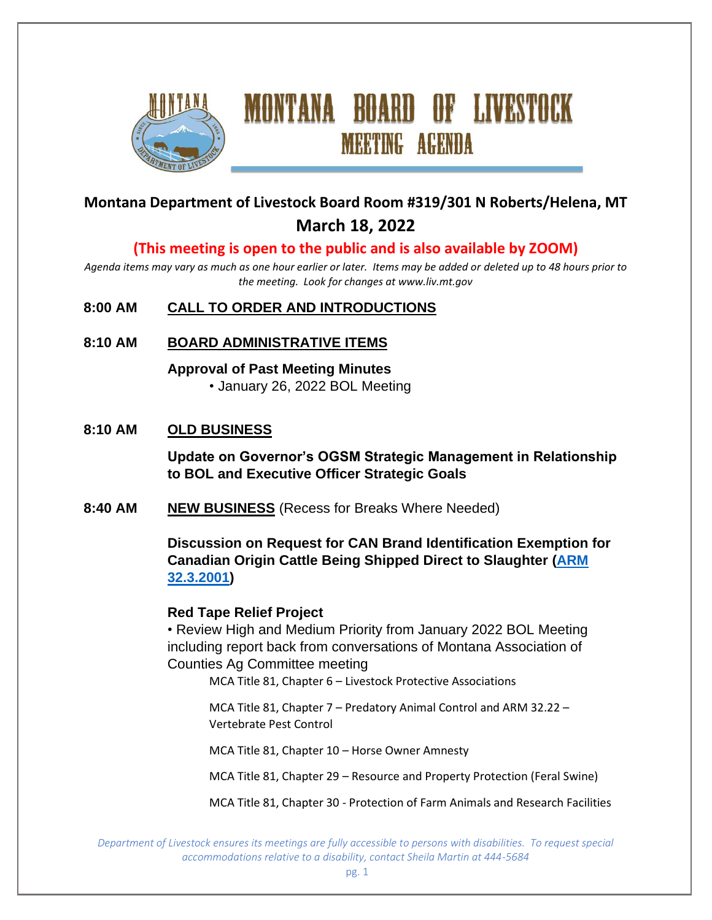# MONTANA BOARD OF LIVESTOCK

## MEETING AGENDA

**Montana Department of Livestock Board Room #319/301 N Roberts/Helena, MT**

**March 18, 2022**

**(This meeting is open to the public and is also available by ZOOM)**

*Agenda items may vary as much as one hour earlier or later. Items may be added or deleted up to 48 hours prior to the meeting. Look for changes at www.liv.mt.gov*

**8:00 AM** **CALL TO ORDER AND INTRODUCTIONS**

**8:10 AM** **BOARD ADMINISTRATIVE ITEMS**

**Approval of Past Meeting Minutes**

- January 26, 2022 BOL Meeting

**8:10 AM** **OLD BUSINESS**

**Update on Governor's OGSM Strategic Management in Relationship to BOL and Executive Officer Strategic Goals**

**8:40 AM** **NEW BUSINESS** (Recess for Breaks Where Needed)

**Discussion on Request for CAN Brand Identification Exemption for Canadian Origin Cattle Being Shipped Direct to Slaughter (ARM 32.3.2001)**

**Red Tape Relief Project**

- Review High and Medium Priority from January 2022 BOL Meeting including report back from conversations of Montana Association of Counties Ag Committee meeting

MCA Title 81, Chapter 6 – Livestock Protective Associations

MCA Title 81, Chapter 7 – Predatory Animal Control and ARM 32.22 – Vertebrate Pest Control

MCA Title 81, Chapter 10 – Horse Owner Amnesty

MCA Title 81, Chapter 29 – Resource and Property Protection (Feral Swine)

MCA Title 81, Chapter 30 - Protection of Farm Animals and Research Facilities

*Department of Livestock ensures its meetings are fully accessible to persons with disabilities. To request special accommodations relative to a disability, contact Sheila Martin at 444-5684*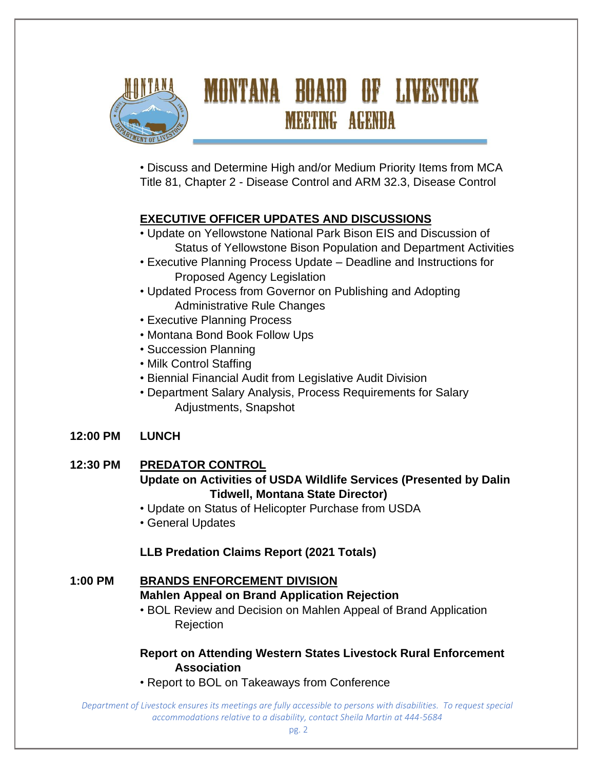# MONTANA BOARD OF LIVESTOCK

## MEETING AGENDA

• Discuss and Determine High and/or Medium Priority Items from MCA Title 81, Chapter 2 - Disease Control and ARM 32.3, Disease Control

**EXECUTIVE OFFICER UPDATES AND DISCUSSIONS**

• Update on Yellowstone National Park Bison EIS and Discussion of Status of Yellowstone Bison Population and Department Activities
• Executive Planning Process Update – Deadline and Instructions for Proposed Agency Legislation
• Updated Process from Governor on Publishing and Adopting Administrative Rule Changes
• Executive Planning Process
• Montana Bond Book Follow Ups
• Succession Planning
• Milk Control Staffing
• Biennial Financial Audit from Legislative Audit Division
• Department Salary Analysis, Process Requirements for Salary Adjustments, Snapshot

**12:00 PM LUNCH**

**12:30 PM PREDATOR CONTROL**

**Update on Activities of USDA Wildlife Services (Presented by Dalin Tidwell, Montana State Director)**

• Update on Status of Helicopter Purchase from USDA
• General Updates

**LLB Predation Claims Report (2021 Totals)**

**1:00 PM BRANDS ENFORCEMENT DIVISION**

**Mahlen Appeal on Brand Application Rejection**

• BOL Review and Decision on Mahlen Appeal of Brand Application Rejection

**Report on Attending Western States Livestock Rural Enforcement Association**

• Report to BOL on Takeaways from Conference

*Department of Livestock ensures its meetings are fully accessible to persons with disabilities. To request special accommodations relative to a disability, contact Sheila Martin at 444-5684*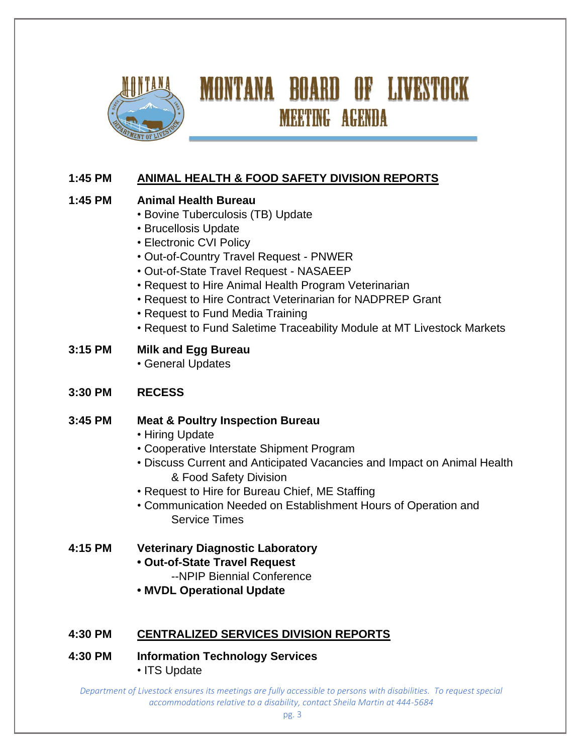# MONTANA BOARD OF LIVESTOCK

## MEETING AGENDA

**1:45 PM** **ANIMAL HEALTH & FOOD SAFETY DIVISION REPORTS**

**1:45 PM** **Animal Health Bureau**

- Bovine Tuberculosis (TB) Update
- Brucellosis Update
- Electronic CVI Policy
- Out-of-Country Travel Request - PNWER
- Out-of-State Travel Request - NASAEEP
- Request to Hire Animal Health Program Veterinarian
- Request to Hire Contract Veterinarian for NADPREP Grant
- Request to Fund Media Training
- Request to Fund Saletime Traceability Module at MT Livestock Markets

**3:15 PM** **Milk and Egg Bureau**

- General Updates

**3:30 PM** **RECESS**

**3:45 PM** **Meat & Poultry Inspection Bureau**

- Hiring Update
- Cooperative Interstate Shipment Program
- Discuss Current and Anticipated Vacancies and Impact on Animal Health & Food Safety Division
- Request to Hire for Bureau Chief, ME Staffing
- Communication Needed on Establishment Hours of Operation and Service Times

**4:15 PM** **Veterinary Diagnostic Laboratory**

- **Out-of-State Travel Request**
  --NPIP Biennial Conference
- **MVDL Operational Update**

**4:30 PM** **CENTRALIZED SERVICES DIVISION REPORTS**

**4:30 PM** **Information Technology Services**

- ITS Update

*Department of Livestock ensures its meetings are fully accessible to persons with disabilities. To request special accommodations relative to a disability, contact Sheila Martin at 444-5684*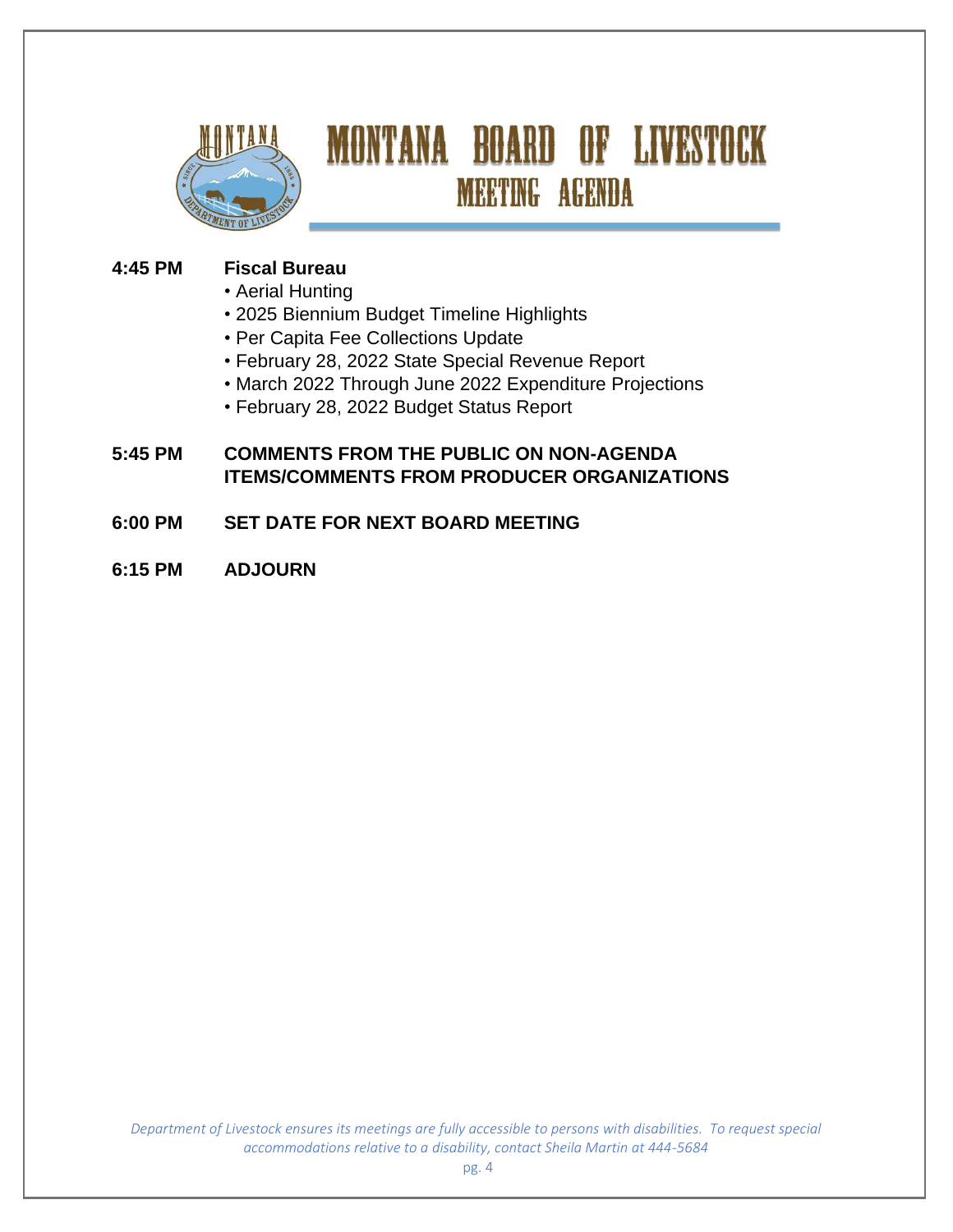# MONTANA BOARD OF LIVESTOCK

## MEETING AGENDA

**4:45 PM** **Fiscal Bureau**

- Aerial Hunting
- 2025 Biennium Budget Timeline Highlights
- Per Capita Fee Collections Update
- February 28, 2022 State Special Revenue Report
- March 2022 Through June 2022 Expenditure Projections
- February 28, 2022 Budget Status Report

**5:45 PM** **COMMENTS FROM THE PUBLIC ON NON-AGENDA ITEMS/COMMENTS FROM PRODUCER ORGANIZATIONS**

**6:00 PM** **SET DATE FOR NEXT BOARD MEETING**

**6:15 PM** **ADJOURN**

*Department of Livestock ensures its meetings are fully accessible to persons with disabilities. To request special accommodations relative to a disability, contact Sheila Martin at 444-5684*